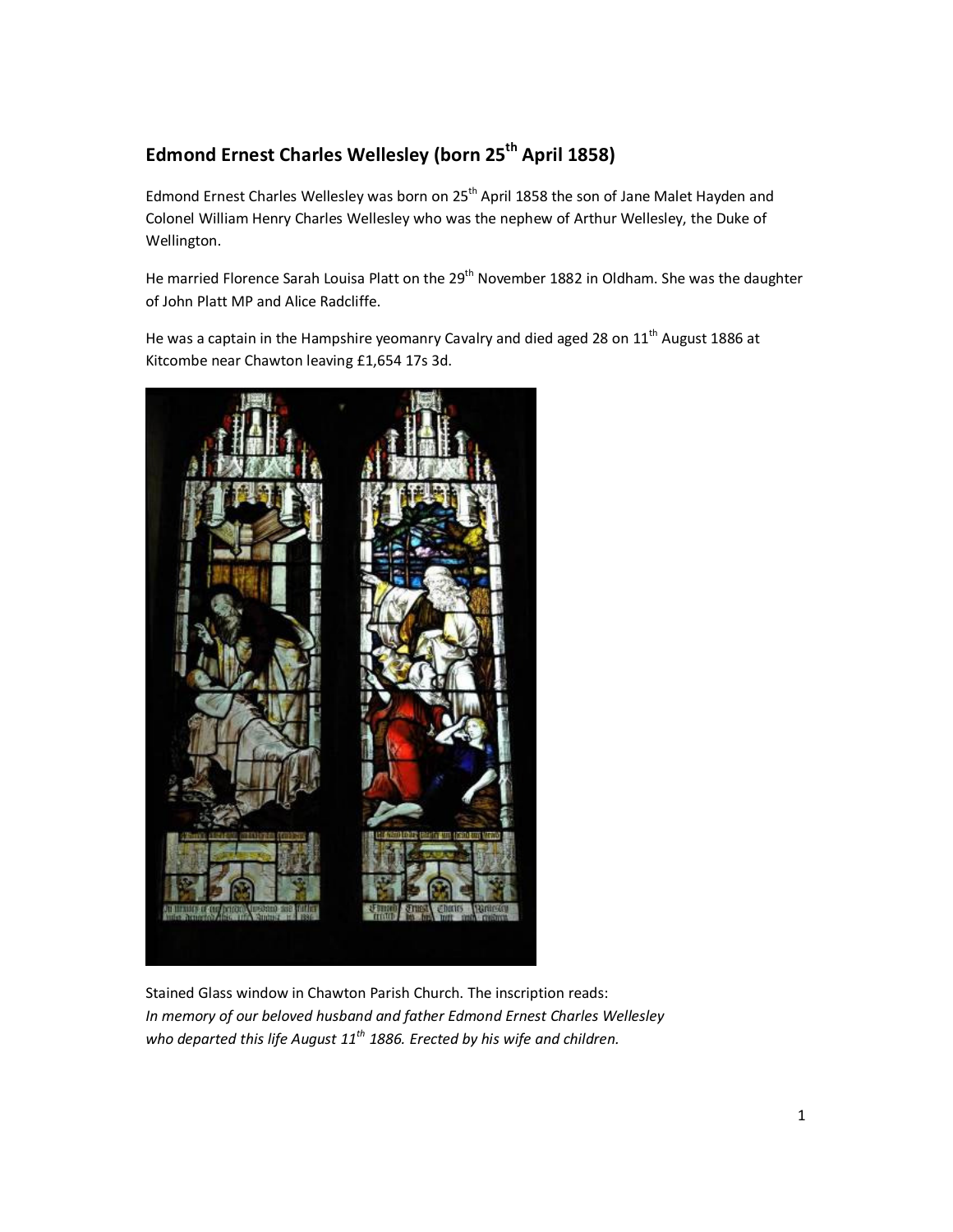## Edmond Ernest Charles Wellesley (born 25th April 1858)

Edmond Ernest Charles Wellesley was born on 25th April 1858 the son of Jane Malet Hayden and Colonel William Henry Charles Wellesley who was the nephew of Arthur Wellesley, the Duke of Wellington.

He married Florence Sarah Louisa Platt on the 29th November 1882 in Oldham. She was the daughter of John Platt MP and Alice Radcliffe.

He was a captain in the Hampshire yeomanry Cavalry and died aged 28 on 11th August 1886 at Kitcombe near Chawton leaving £1,654 17s 3d.

Stained Glass window in Chawton Parish Church. The inscription reads:
*In memory of our beloved husband and father Edmond Ernest Charles Wellesley who departed this life August 11th 1886. Erected by his wife and children.*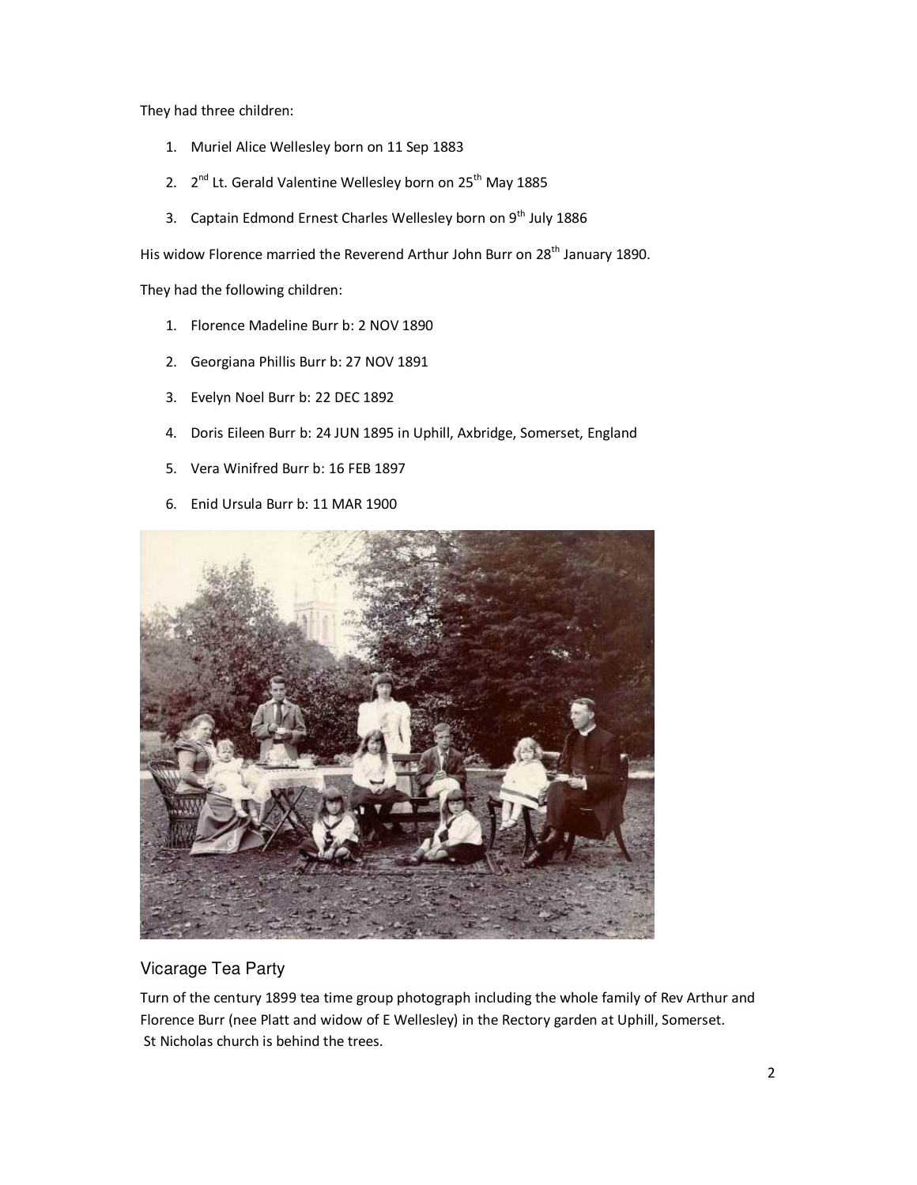They had three children:

1. Muriel Alice Wellesley born on 11 Sep 1883
2. 2nd Lt. Gerald Valentine Wellesley born on 25th May 1885
3. Captain Edmond Ernest Charles Wellesley born on 9th July 1886

His widow Florence married the Reverend Arthur John Burr on 28th January 1890.

They had the following children:

1. Florence Madeline Burr b: 2 NOV 1890
2. Georgiana Phillis Burr b: 27 NOV 1891
3. Evelyn Noel Burr b: 22 DEC 1892
4. Doris Eileen Burr b: 24 JUN 1895 in Uphill, Axbridge, Somerset, England
5. Vera Winifred Burr b: 16 FEB 1897
6. Enid Ursula Burr b: 11 MAR 1900

## Vicarage Tea Party

Turn of the century 1899 tea time group photograph including the whole family of Rev Arthur and Florence Burr (nee Platt and widow of E Wellesley) in the Rectory garden at Uphill, Somerset. St Nicholas church is behind the trees.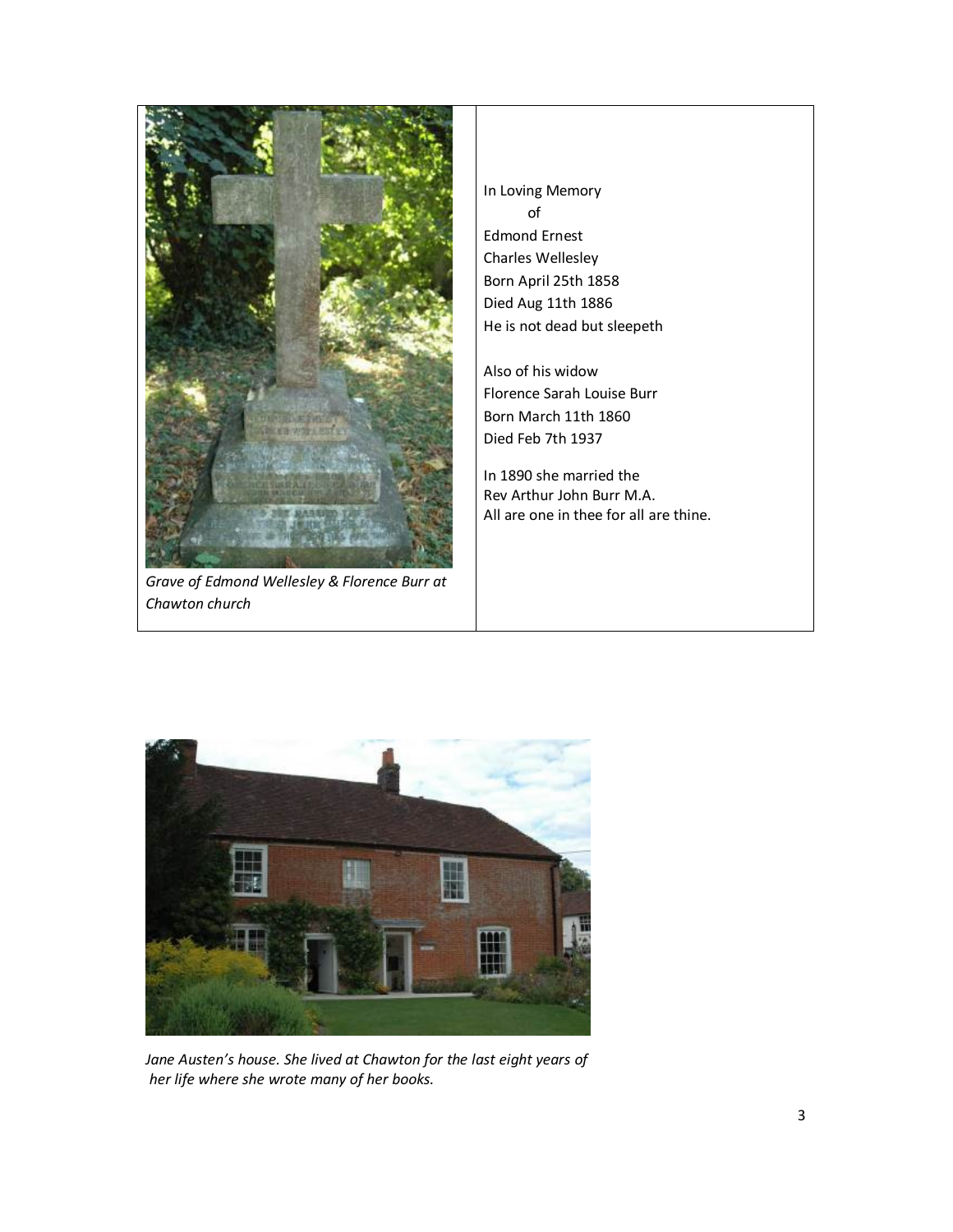*Grave of Edmond Wellesley & Florence Burr at Chawton church*

In Loving Memory
of
Edmond Ernest
Charles Wellesley
Born April 25th 1858
Died Aug 11th 1886
He is not dead but sleepeth

Also of his widow
Florence Sarah Louise Burr
Born March 11th 1860
Died Feb 7th 1937

In 1890 she married the
Rev Arthur John Burr M.A.
All are one in thee for all are thine.

*Jane Austen's house. She lived at Chawton for the last eight years of her life where she wrote many of her books.*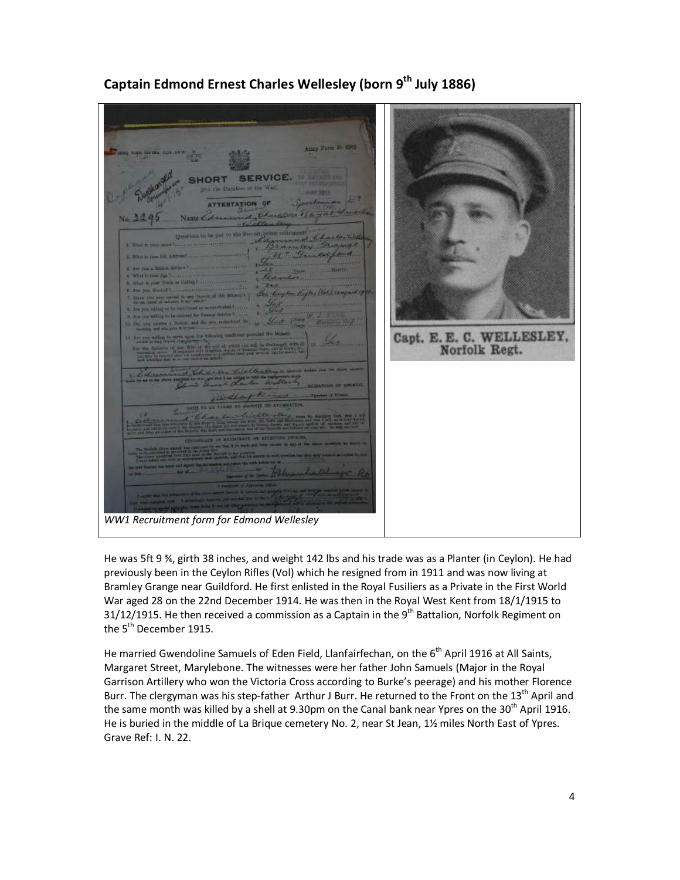## Captain Edmond Ernest Charles Wellesley (born 9th July 1886)

*WW1 Recruitment form for Edmond Wellesley*

Capt. E. E. C. WELLESLEY, Norfolk Regt.

He was 5ft 9 ¾, girth 38 inches, and weight 142 lbs and his trade was as a Planter (in Ceylon). He had previously been in the Ceylon Rifles (Vol) which he resigned from in 1911 and was now living at Bramley Grange near Guildford. He first enlisted in the Royal Fusiliers as a Private in the First World War aged 28 on the 22nd December 1914. He was then in the Royal West Kent from 18/1/1915 to 31/12/1915. He then received a commission as a Captain in the 9th Battalion, Norfolk Regiment on the 5th December 1915.

He married Gwendoline Samuels of Eden Field, Llanfairfechan, on the 6th April 1916 at All Saints, Margaret Street, Marylebone. The witnesses were her father John Samuels (Major in the Royal Garrison Artillery who won the Victoria Cross according to Burke's peerage) and his mother Florence Burr. The clergyman was his step-father Arthur J Burr. He returned to the Front on the 13th April and the same month was killed by a shell at 9.30pm on the Canal bank near Ypres on the 30th April 1916. He is buried in the middle of La Brique cemetery No. 2, near St Jean, 1½ miles North East of Ypres. Grave Ref: I. N. 22.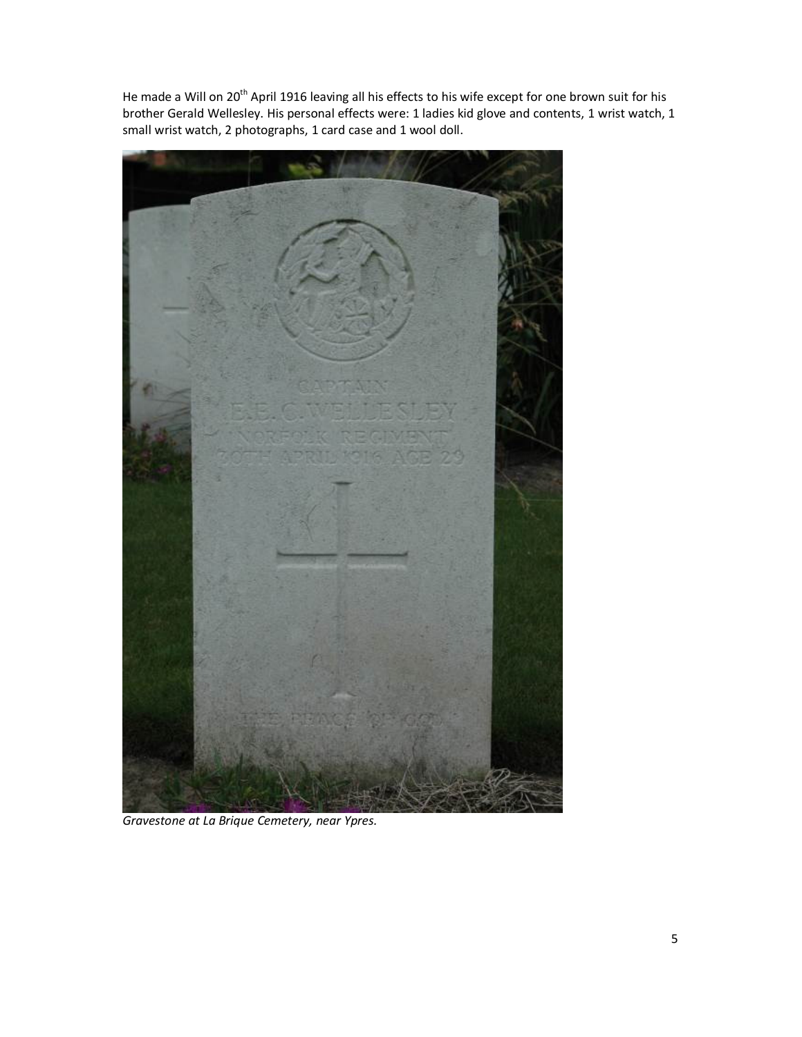He made a Will on 20th April 1916 leaving all his effects to his wife except for one brown suit for his brother Gerald Wellesley. His personal effects were: 1 ladies kid glove and contents, 1 wrist watch, 1 small wrist watch, 2 photographs, 1 card case and 1 wool doll.

*Gravestone at La Brique Cemetery, near Ypres.*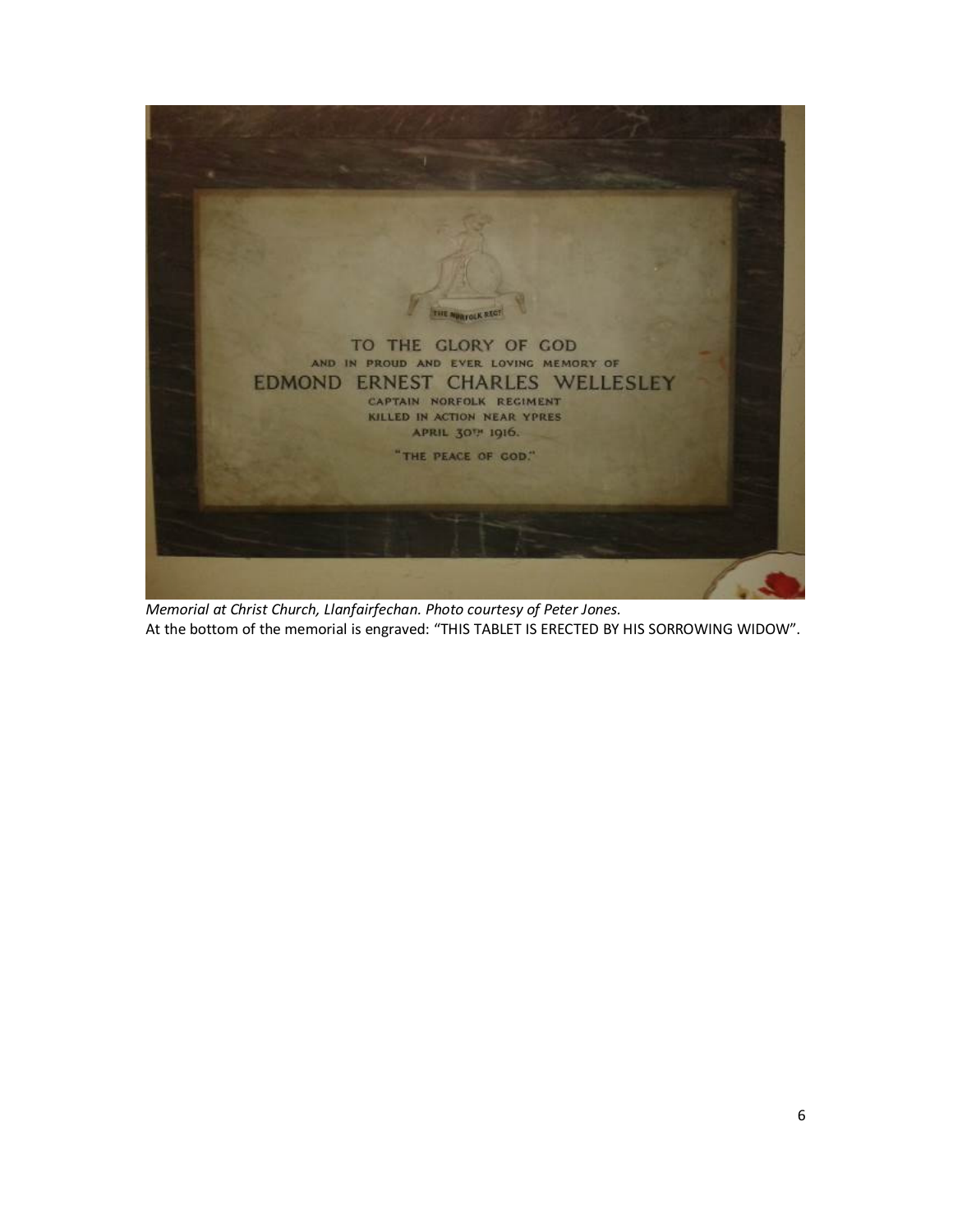TO THE GLORY OF GOD
AND IN PROUD AND EVER LOVING MEMORY OF
EDMOND ERNEST CHARLES WELLESLEY
CAPTAIN NORFOLK REGIMENT
KILLED IN ACTION NEAR YPRES
APRIL 30TH 1916.
"THE PEACE OF GOD."

*Memorial at Christ Church, Llanfairfechan. Photo courtesy of Peter Jones.*
At the bottom of the memorial is engraved: "THIS TABLET IS ERECTED BY HIS SORROWING WIDOW".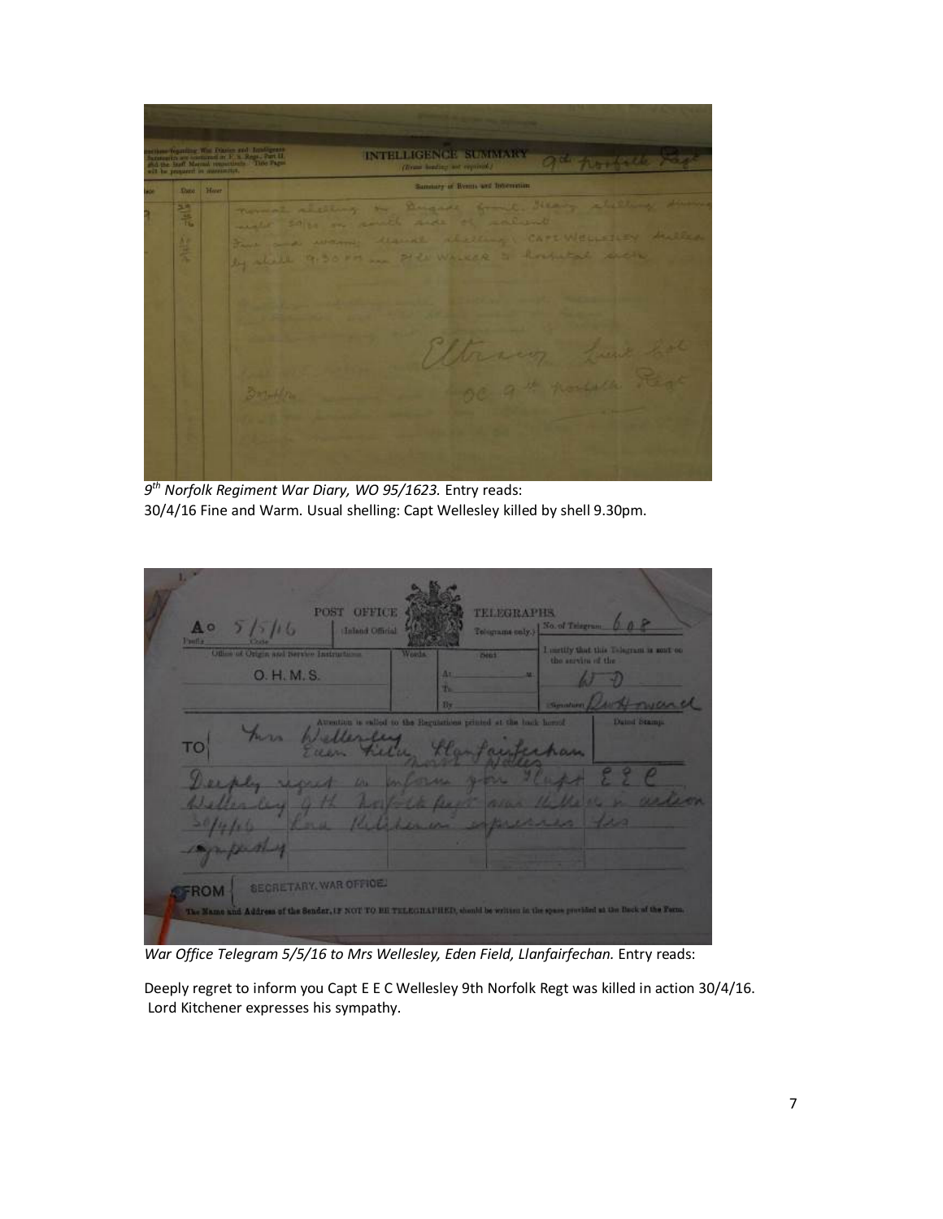*9th Norfolk Regiment War Diary, WO 95/1623.* Entry reads:

30/4/16 Fine and Warm. Usual shelling: Capt Wellesley killed by shell 9.30pm.

*War Office Telegram 5/5/16 to Mrs Wellesley, Eden Field, Llanfairfechan.* Entry reads:

Deeply regret to inform you Capt E E C Wellesley 9th Norfolk Regt was killed in action 30/4/16. Lord Kitchener expresses his sympathy.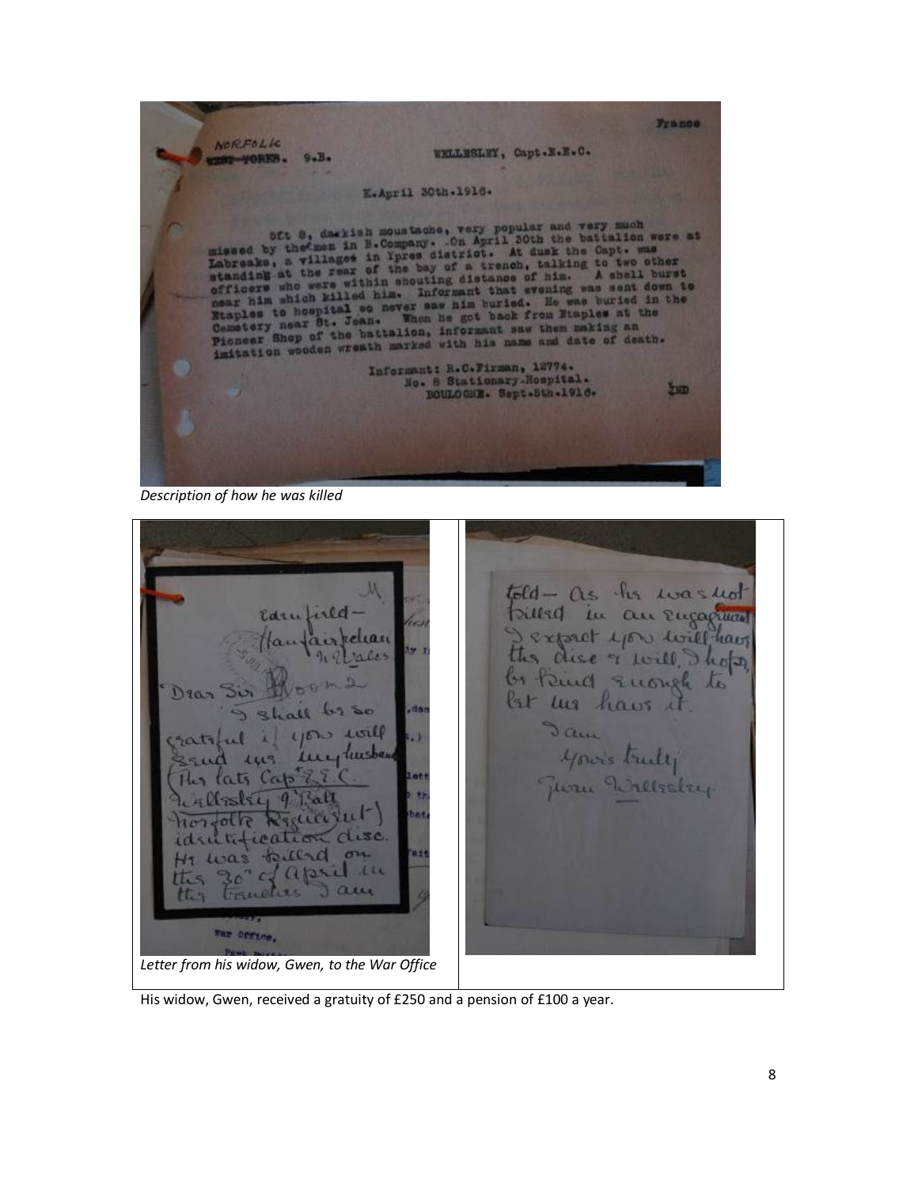France

NORFOLK
~~WEST YORKS.~~ 9.B. WELLESLEY, Capt.E.E.C.

K.April 30th.1916.

5ft 8, darkish moustache, very popular and very much missed by the men in B.Company. On April 30th the battalion were at Labreake, a village in Ypres district. At dusk the Capt. was standing at the rear of the bay of a trench, talking to two other officers who were within shouting distance of him. A shell burst near him which killed him. Informant that evening was sent down to Etaples to hospital so never saw him buried. He was buried in the Cemetery near St. Jean. When he got back from Etaples at the Pioneer Shop of the battalion, informant saw them making an imitation wooden wreath marked with his name and date of death.

Informant: R.C.Firman, 12774.
No. 8 Stationary Hospital.
BOULOGNE. Sept.5th.1916.

*Description of how he was killed*

Edenfield –
Llanfairfechan
N Wales

Dear Sir

I shall be so grateful if you will send me my husband (the late Capt E.E.C. Wellesley 9th Batt Norfolk Regiment) identification disc. He was killed on the 30th of April in the trenches I am told – as he was not killed in an engagement I expect you will have the disc & will, I hope, be kind enough to let me have it.

I am
Yours truly
Gwen Wellesley

*Letter from his widow, Gwen, to the War Office*

His widow, Gwen, received a gratuity of £250 and a pension of £100 a year.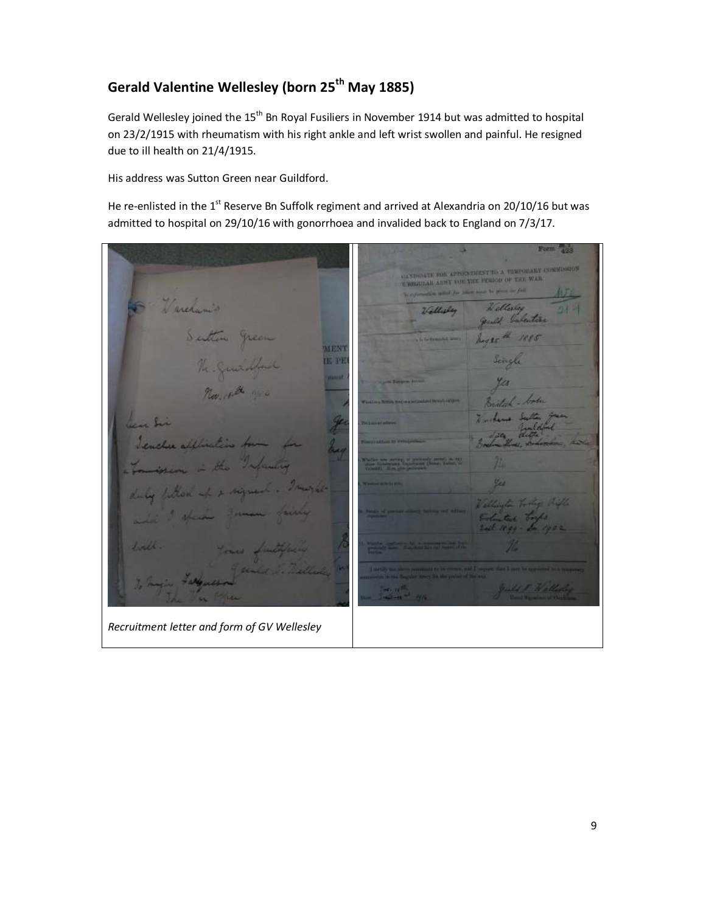## Gerald Valentine Wellesley (born 25th May 1885)

Gerald Wellesley joined the 15th Bn Royal Fusiliers in November 1914 but was admitted to hospital on 23/2/1915 with rheumatism with his right ankle and left wrist swollen and painful. He resigned due to ill health on 21/4/1915.

His address was Sutton Green near Guildford.

He re-enlisted in the 1st Reserve Bn Suffolk regiment and arrived at Alexandria on 20/10/16 but was admitted to hospital on 29/10/16 with gonorrhoea and invalided back to England on 7/3/17.

*Recruitment letter and form of GV Wellesley*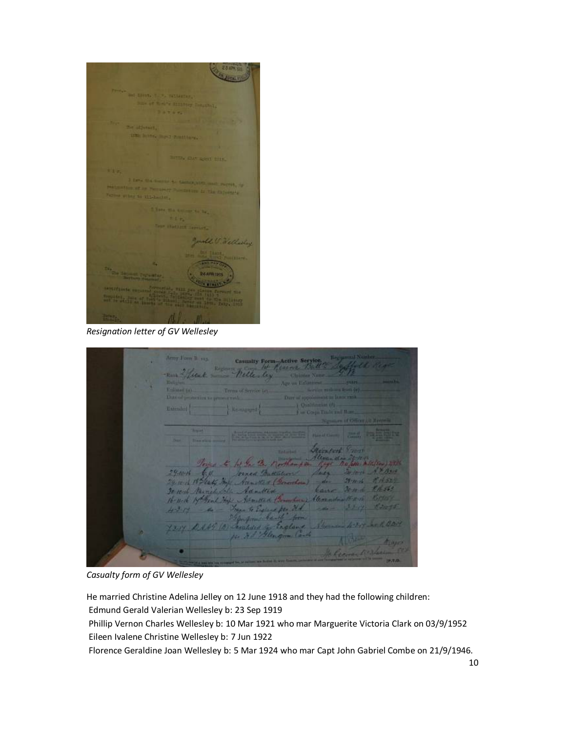*Resignation letter of GV Wellesley*

*Casualty form of GV Wellesley*

He married Christine Adelina Jelley on 12 June 1918 and they had the following children:

Edmund Gerald Valerian Wellesley b: 23 Sep 1919

Phillip Vernon Charles Wellesley b: 10 Mar 1921 who mar Marguerite Victoria Clark on 03/9/1952

Eileen Ivalene Christine Wellesley b: 7 Jun 1922

Florence Geraldine Joan Wellesley b: 5 Mar 1924 who mar Capt John Gabriel Combe on 21/9/1946.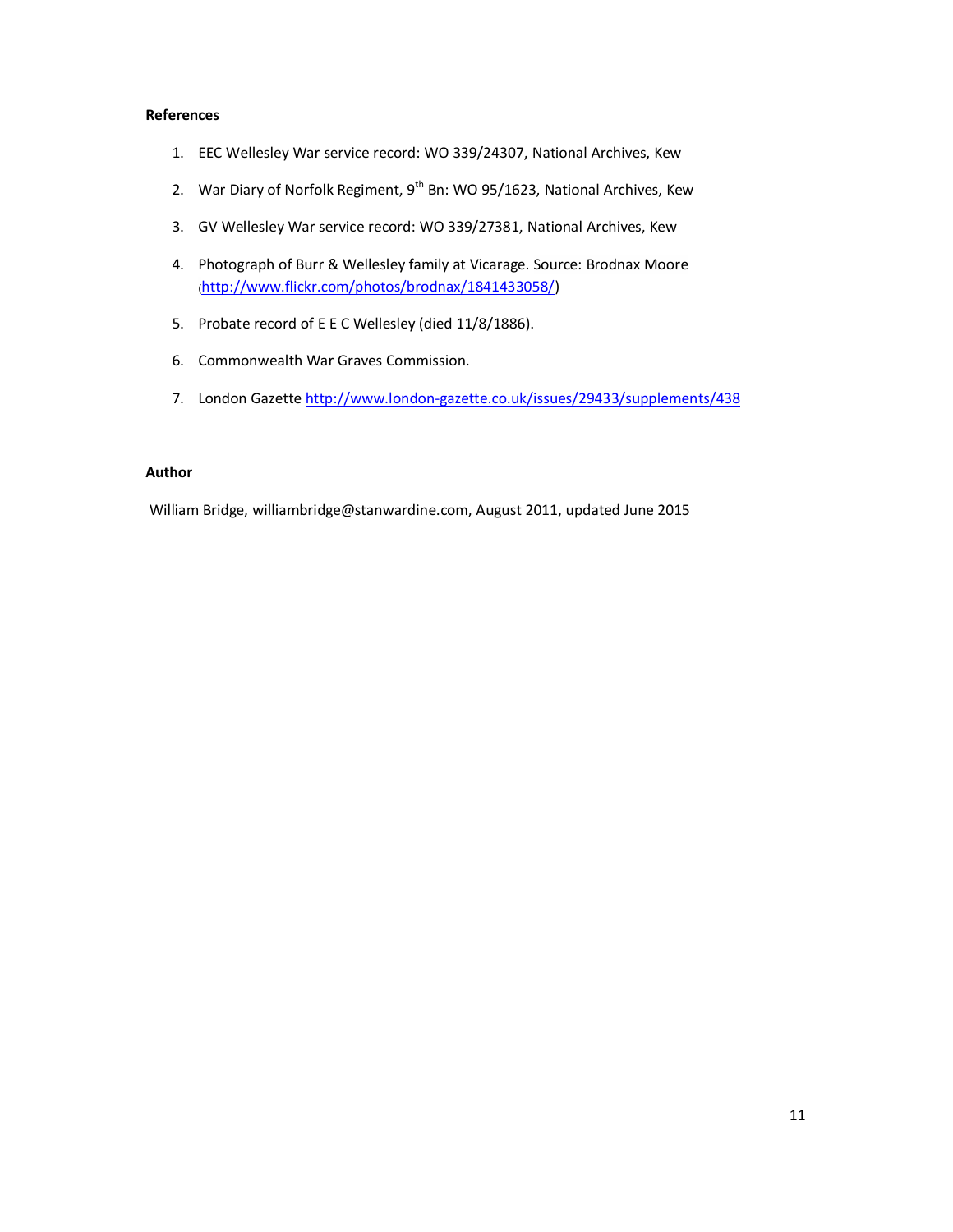**References**

1. EEC Wellesley War service record: WO 339/24307, National Archives, Kew
2. War Diary of Norfolk Regiment, 9th Bn: WO 95/1623, National Archives, Kew
3. GV Wellesley War service record: WO 339/27381, National Archives, Kew
4. Photograph of Burr & Wellesley family at Vicarage. Source: Brodnax Moore (http://www.flickr.com/photos/brodnax/1841433058/)
5. Probate record of E E C Wellesley (died 11/8/1886).
6. Commonwealth War Graves Commission.
7. London Gazette http://www.london-gazette.co.uk/issues/29433/supplements/438

**Author**

William Bridge, williambridge@stanwardine.com, August 2011, updated June 2015